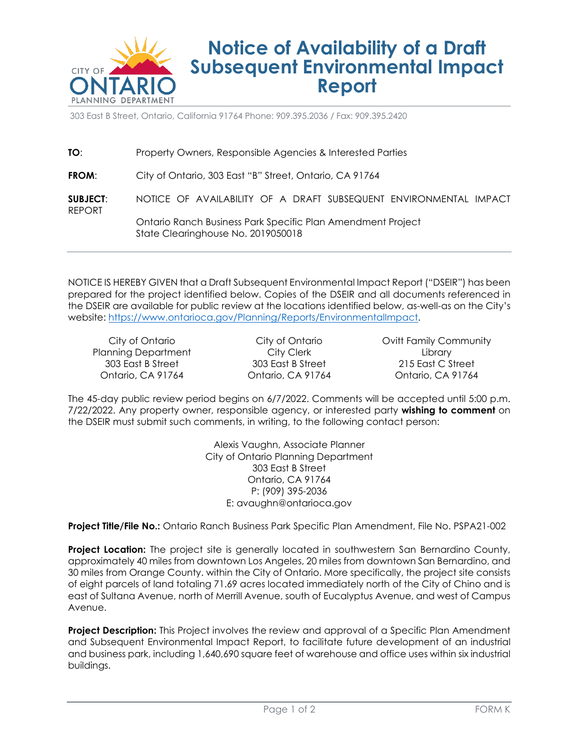CITY OF ONTARIO PLANNING DEPARTMENT

# Notice of Availability of a Draft Subsequent Environmental Impact Report

303 East B Street, Ontario, California 91764 Phone: 909.395.2036 / Fax: 909.395.2420

**TO**: Property Owners, Responsible Agencies & Interested Parties

**FROM**: City of Ontario, 303 East "B" Street, Ontario, CA 91764

**SUBJECT**: NOTICE OF AVAILABILITY OF A DRAFT SUBSEQUENT ENVIRONMENTAL IMPACT REPORT

Ontario Ranch Business Park Specific Plan Amendment Project
State Clearinghouse No. 2019050018

---

NOTICE IS HEREBY GIVEN that a Draft Subsequent Environmental Impact Report ("DSEIR") has been prepared for the project identified below. Copies of the DSEIR and all documents referenced in the DSEIR are available for public review at the locations identified below, as-well-as on the City's website: https://www.ontarioca.gov/Planning/Reports/EnvironmentalImpact.

City of Ontario
Planning Department
303 East B Street
Ontario, CA 91764

City of Ontario
City Clerk
303 East B Street
Ontario, CA 91764

Ovitt Family Community
Library
215 East C Street
Ontario, CA 91764

The 45-day public review period begins on 6/7/2022. Comments will be accepted until 5:00 p.m. 7/22/2022. Any property owner, responsible agency, or interested party **wishing to comment** on the DSEIR must submit such comments, in writing, to the following contact person:

Alexis Vaughn, Associate Planner
City of Ontario Planning Department
303 East B Street
Ontario, CA 91764
P: (909) 395-2036
E: avaughn@ontarioca.gov

**Project Title/File No.:** Ontario Ranch Business Park Specific Plan Amendment, File No. PSPA21-002

**Project Location:** The project site is generally located in southwestern San Bernardino County, approximately 40 miles from downtown Los Angeles, 20 miles from downtown San Bernardino, and 30 miles from Orange County. within the City of Ontario. More specifically, the project site consists of eight parcels of land totaling 71.69 acres located immediately north of the City of Chino and is east of Sultana Avenue, north of Merrill Avenue, south of Eucalyptus Avenue, and west of Campus Avenue.

**Project Description:** This Project involves the review and approval of a Specific Plan Amendment and Subsequent Environmental Impact Report, to facilitate future development of an industrial and business park, including 1,640,690 square feet of warehouse and office uses within six industrial buildings.

FORM K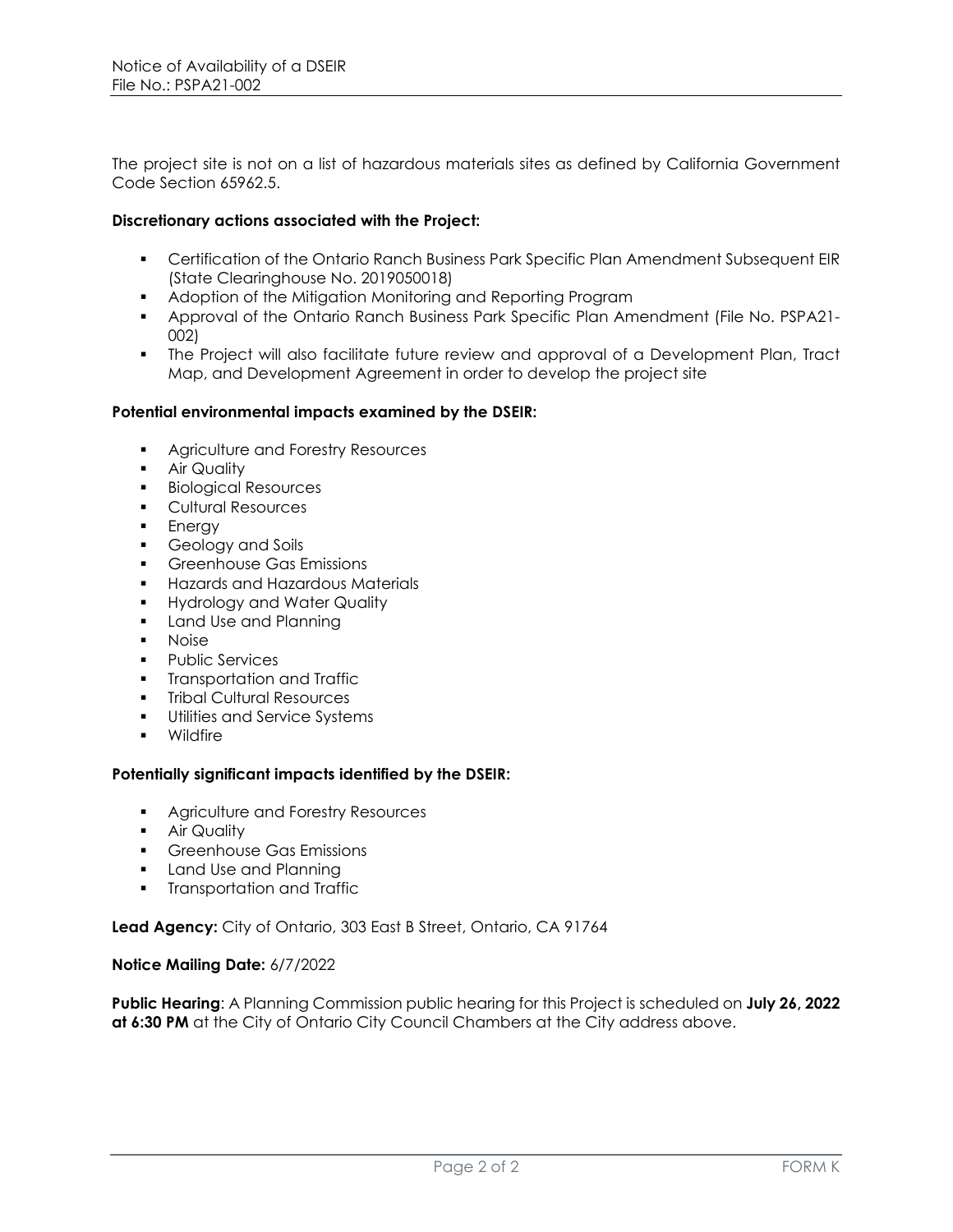The project site is not on a list of hazardous materials sites as defined by California Government Code Section 65962.5.

**Discretionary actions associated with the Project:**

- Certification of the Ontario Ranch Business Park Specific Plan Amendment Subsequent EIR (State Clearinghouse No. 2019050018)
- Adoption of the Mitigation Monitoring and Reporting Program
- Approval of the Ontario Ranch Business Park Specific Plan Amendment (File No. PSPA21-002)
- The Project will also facilitate future review and approval of a Development Plan, Tract Map, and Development Agreement in order to develop the project site

**Potential environmental impacts examined by the DSEIR:**

- Agriculture and Forestry Resources
- Air Quality
- Biological Resources
- Cultural Resources
- Energy
- Geology and Soils
- Greenhouse Gas Emissions
- Hazards and Hazardous Materials
- Hydrology and Water Quality
- Land Use and Planning
- Noise
- Public Services
- Transportation and Traffic
- Tribal Cultural Resources
- Utilities and Service Systems
- Wildfire

**Potentially significant impacts identified by the DSEIR:**

- Agriculture and Forestry Resources
- Air Quality
- Greenhouse Gas Emissions
- Land Use and Planning
- Transportation and Traffic

**Lead Agency:** City of Ontario, 303 East B Street, Ontario, CA 91764

**Notice Mailing Date:** 6/7/2022

**Public Hearing**: A Planning Commission public hearing for this Project is scheduled on **July 26, 2022 at 6:30 PM** at the City of Ontario City Council Chambers at the City address above.